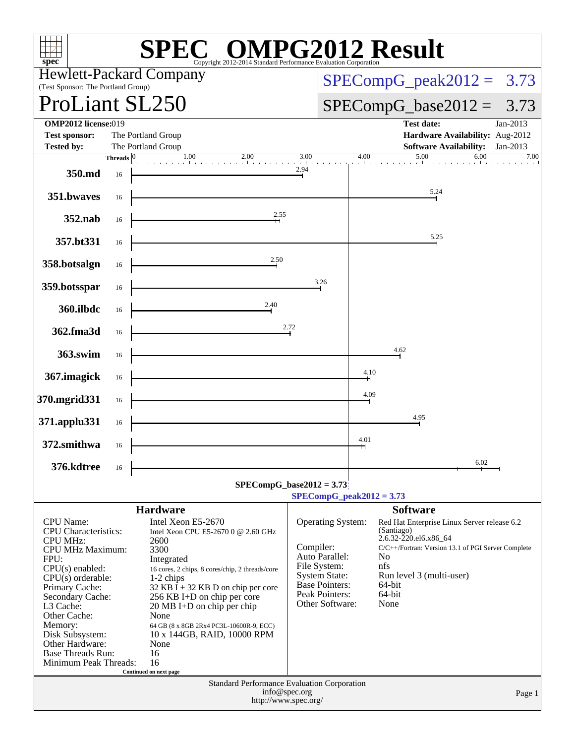# SPEC OMPG2012 Result

Copyright 2012-2014 Standard Performance Evaluation Corporation

## Hewlett-Packard Company

(Test Sponsor: The Portland Group)

# ProLiant SL250

SPECompG_peak2012 = 3.73

SPECompG_base2012 = 3.73

| | | | |
|---|---|---|---|
| **OMP2012 license:** | 019 | **Test date:** | Jan-2013 |
| **Test sponsor:** | The Portland Group | **Hardware Availability:** | Aug-2012 |
| **Tested by:** | The Portland Group | **Software Availability:** | Jan-2013 |

Threads 0 1.00 2.00 3.00 4.00 5.00 6.00 7.00

350.md 16 2.94

351.bwaves 16 5.24

352.nab 16 2.55

357.bt331 16 5.25

358.botsalgn 16 2.50

359.botsspar 16 3.26

360.ilbdc 16 2.40

362.fma3d 16 2.72

363.swim 16 4.62

367.imagick 16 4.10

370.mgrid331 16 4.09

371.applu331 16 4.95

372.smithwa 16 4.01

376.kdtree 16 6.02

SPECompG_base2012 = 3.73

SPECompG_peak2012 = 3.73

## Hardware

| | |
|---|---|
| CPU Name: | Intel Xeon E5-2670 |
| CPU Characteristics: | Intel Xeon CPU E5-2670 0 @ 2.60 GHz |
| CPU MHz: | 2600 |
| CPU MHz Maximum: | 3300 |
| FPU: | Integrated |
| CPU(s) enabled: | 16 cores, 2 chips, 8 cores/chip, 2 threads/core |
| CPU(s) orderable: | 1-2 chips |
| Primary Cache: | 32 KB I + 32 KB D on chip per core |
| Secondary Cache: | 256 KB I+D on chip per core |
| L3 Cache: | 20 MB I+D on chip per chip |
| Other Cache: | None |
| Memory: | 64 GB (8 x 8GB 2Rx4 PC3L-10600R-9, ECC) |
| Disk Subsystem: | 10 x 144GB, RAID, 10000 RPM |
| Other Hardware: | None |
| Base Threads Run: | 16 |
| Minimum Peak Threads: | 16 |

Continued on next page

## Software

| | |
|---|---|
| Operating System: | Red Hat Enterprise Linux Server release 6.2 (Santiago) 2.6.32-220.el6.x86_64 |
| Compiler: | C/C++/Fortran: Version 13.1 of PGI Server Complete |
| Auto Parallel: | No |
| File System: | nfs |
| System State: | Run level 3 (multi-user) |
| Base Pointers: | 64-bit |
| Peak Pointers: | 64-bit |
| Other Software: | None |

Standard Performance Evaluation Corporation
info@spec.org
http://www.spec.org/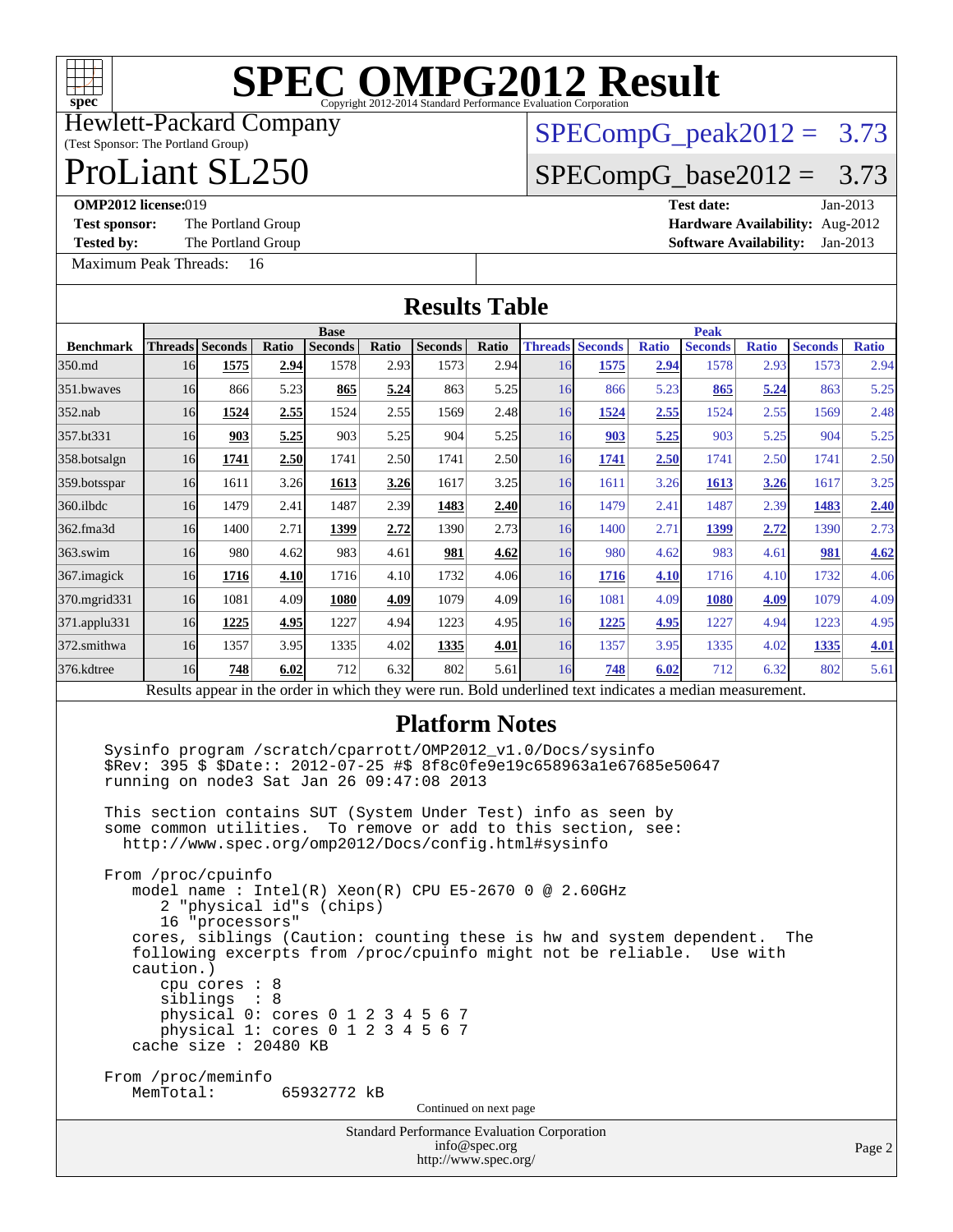# SPEC OMPG2012 Result

Copyright 2012-2014 Standard Performance Evaluation Corporation

Hewlett-Packard Company
(Test Sponsor: The Portland Group)

# ProLiant SL250

SPECompG_peak2012 = 3.73

SPECompG_base2012 = 3.73

**OMP2012 license:** 019
**Test sponsor:** The Portland Group
**Tested by:** The Portland Group

**Test date:** Jan-2013
**Hardware Availability:** Aug-2012
**Software Availability:** Jan-2013

Maximum Peak Threads: 16

## Results Table

| Benchmark | Base | | | | | | | Peak | | | | | | |
|---|---|---|---|---|---|---|---|---|---|---|---|---|---|---|
| | Threads | Seconds | Ratio | Seconds | Ratio | Seconds | Ratio | Threads | Seconds | Ratio | Seconds | Ratio | Seconds | Ratio |
| 350.md | 16 | **1575** | **2.94** | 1578 | 2.93 | 1573 | 2.94 | 16 | **1575** | **2.94** | 1578 | 2.93 | 1573 | 2.94 |
| 351.bwaves | 16 | 866 | 5.23 | **865** | **5.24** | 863 | 5.25 | 16 | 866 | 5.23 | **865** | **5.24** | 863 | 5.25 |
| 352.nab | 16 | **1524** | **2.55** | 1524 | 2.55 | 1569 | 2.48 | 16 | **1524** | **2.55** | 1524 | 2.55 | 1569 | 2.48 |
| 357.bt331 | 16 | **903** | **5.25** | 903 | 5.25 | 904 | 5.25 | 16 | **903** | **5.25** | 903 | 5.25 | 904 | 5.25 |
| 358.botsalgn | 16 | **1741** | **2.50** | 1741 | 2.50 | 1741 | 2.50 | 16 | **1741** | **2.50** | 1741 | 2.50 | 1741 | 2.50 |
| 359.botsspar | 16 | 1611 | 3.26 | **1613** | **3.26** | 1617 | 3.25 | 16 | 1611 | 3.26 | **1613** | **3.26** | 1617 | 3.25 |
| 360.ilbdc | 16 | 1479 | 2.41 | 1487 | 2.39 | **1483** | **2.40** | 16 | 1479 | 2.41 | 1487 | 2.39 | **1483** | **2.40** |
| 362.fma3d | 16 | 1400 | 2.71 | **1399** | **2.72** | 1390 | 2.73 | 16 | 1400 | 2.71 | **1399** | **2.72** | 1390 | 2.73 |
| 363.swim | 16 | 980 | 4.62 | 983 | 4.61 | **981** | **4.62** | 16 | 980 | 4.62 | 983 | 4.61 | **981** | **4.62** |
| 367.imagick | 16 | **1716** | **4.10** | 1716 | 4.10 | 1732 | 4.06 | 16 | **1716** | **4.10** | 1716 | 4.10 | 1732 | 4.06 |
| 370.mgrid331 | 16 | 1081 | 4.09 | **1080** | **4.09** | 1079 | 4.09 | 16 | 1081 | 4.09 | **1080** | **4.09** | 1079 | 4.09 |
| 371.applu331 | 16 | **1225** | **4.95** | 1227 | 4.94 | 1223 | 4.95 | 16 | **1225** | **4.95** | 1227 | 4.94 | 1223 | 4.95 |
| 372.smithwa | 16 | 1357 | 3.95 | 1335 | 4.02 | **1335** | **4.01** | 16 | 1357 | 3.95 | 1335 | 4.02 | **1335** | **4.01** |
| 376.kdtree | 16 | **748** | **6.02** | 712 | 6.32 | 802 | 5.61 | 16 | **748** | **6.02** | 712 | 6.32 | 802 | 5.61 |

Results appear in the order in which they were run. Bold underlined text indicates a median measurement.

## Platform Notes

```
Sysinfo program /scratch/cparrott/OMP2012_v1.0/Docs/sysinfo
$Rev: 395 $ $Date:: 2012-07-25 #$ 8f8c0fe9e19c658963a1e67685e50647
running on node3 Sat Jan 26 09:47:08 2013

This section contains SUT (System Under Test) info as seen by
some common utilities.  To remove or add to this section, see:
  http://www.spec.org/omp2012/Docs/config.html#sysinfo

From /proc/cpuinfo
   model name : Intel(R) Xeon(R) CPU E5-2670 0 @ 2.60GHz
      2 "physical id"s (chips)
      16 "processors"
   cores, siblings (Caution: counting these is hw and system dependent.  The
   following excerpts from /proc/cpuinfo might not be reliable.  Use with
   caution.)
      cpu cores : 8
      siblings  : 8
      physical 0: cores 0 1 2 3 4 5 6 7
      physical 1: cores 0 1 2 3 4 5 6 7
   cache size : 20480 KB

From /proc/meminfo
   MemTotal:       65932772 kB
```

Continued on next page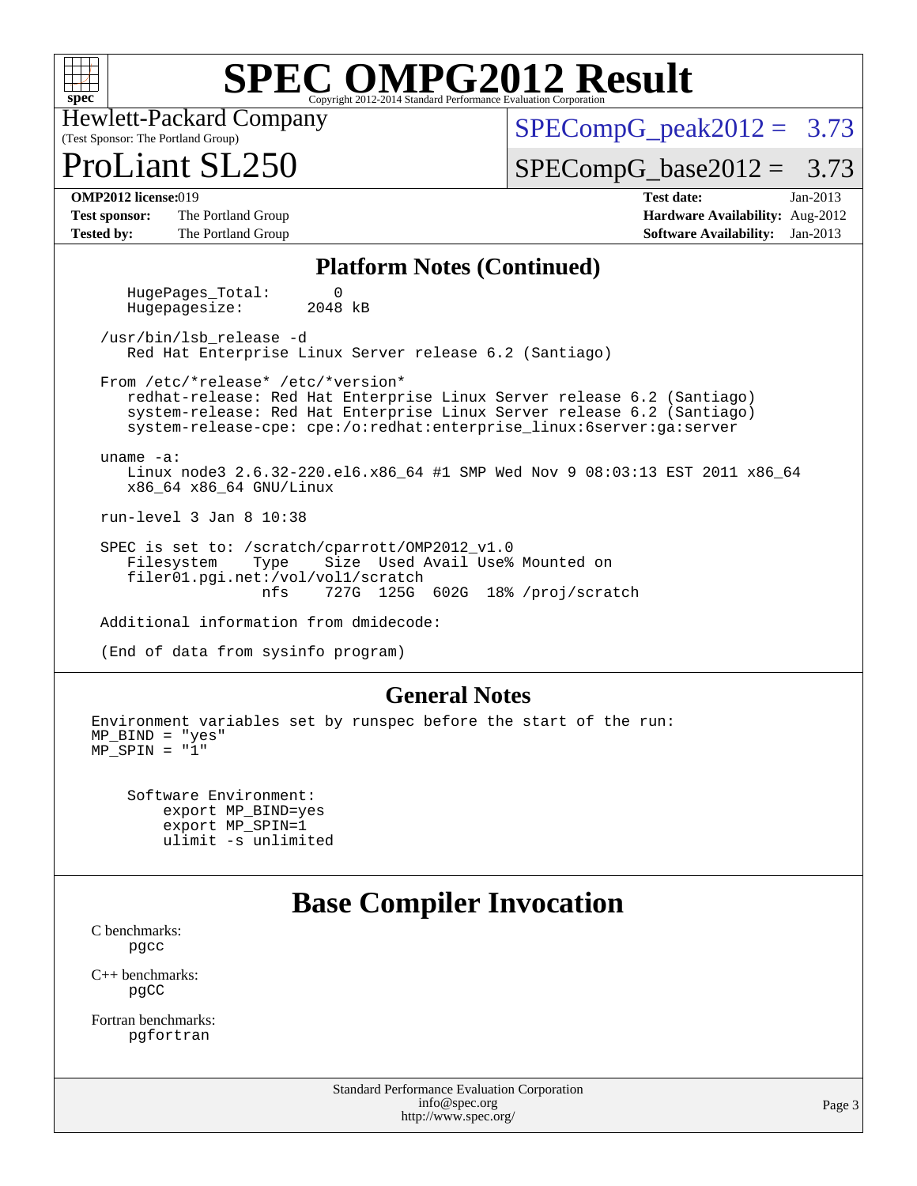# SPEC OMPG2012 Result

Copyright 2012-2014 Standard Performance Evaluation Corporation

Hewlett-Packard Company
(Test Sponsor: The Portland Group)

# ProLiant SL250

SPECompG_peak2012 = 3.73

SPECompG_base2012 = 3.73

| | | | |
|---|---|---|---|
| **OMP2012 license:** | 019 | **Test date:** | Jan-2013 |
| **Test sponsor:** | The Portland Group | **Hardware Availability:** | Aug-2012 |
| **Tested by:** | The Portland Group | **Software Availability:** | Jan-2013 |

## Platform Notes (Continued)

```
      HugePages_Total:       0
      Hugepagesize:       2048 kB

   /usr/bin/lsb_release -d
      Red Hat Enterprise Linux Server release 6.2 (Santiago)

   From /etc/*release* /etc/*version*
      redhat-release: Red Hat Enterprise Linux Server release 6.2 (Santiago)
      system-release: Red Hat Enterprise Linux Server release 6.2 (Santiago)
      system-release-cpe: cpe:/o:redhat:enterprise_linux:6server:ga:server

   uname -a:
      Linux node3 2.6.32-220.el6.x86_64 #1 SMP Wed Nov 9 08:03:13 EST 2011 x86_64
      x86_64 x86_64 GNU/Linux

   run-level 3 Jan 8 10:38

   SPEC is set to: /scratch/cparrott/OMP2012_v1.0
      Filesystem     Type    Size  Used Avail Use% Mounted on
      filer01.pgi.net:/vol/vol1/scratch
                     nfs     727G  125G  602G  18% /proj/scratch

   Additional information from dmidecode:

   (End of data from sysinfo program)
```

## General Notes

```
Environment variables set by runspec before the start of the run:
MP_BIND = "yes"
MP_SPIN = "1"


    Software Environment:
        export MP_BIND=yes
        export MP_SPIN=1
        ulimit -s unlimited
```

# Base Compiler Invocation

C benchmarks:
    pgcc

C++ benchmarks:
    pgCC

Fortran benchmarks:
    pgfortran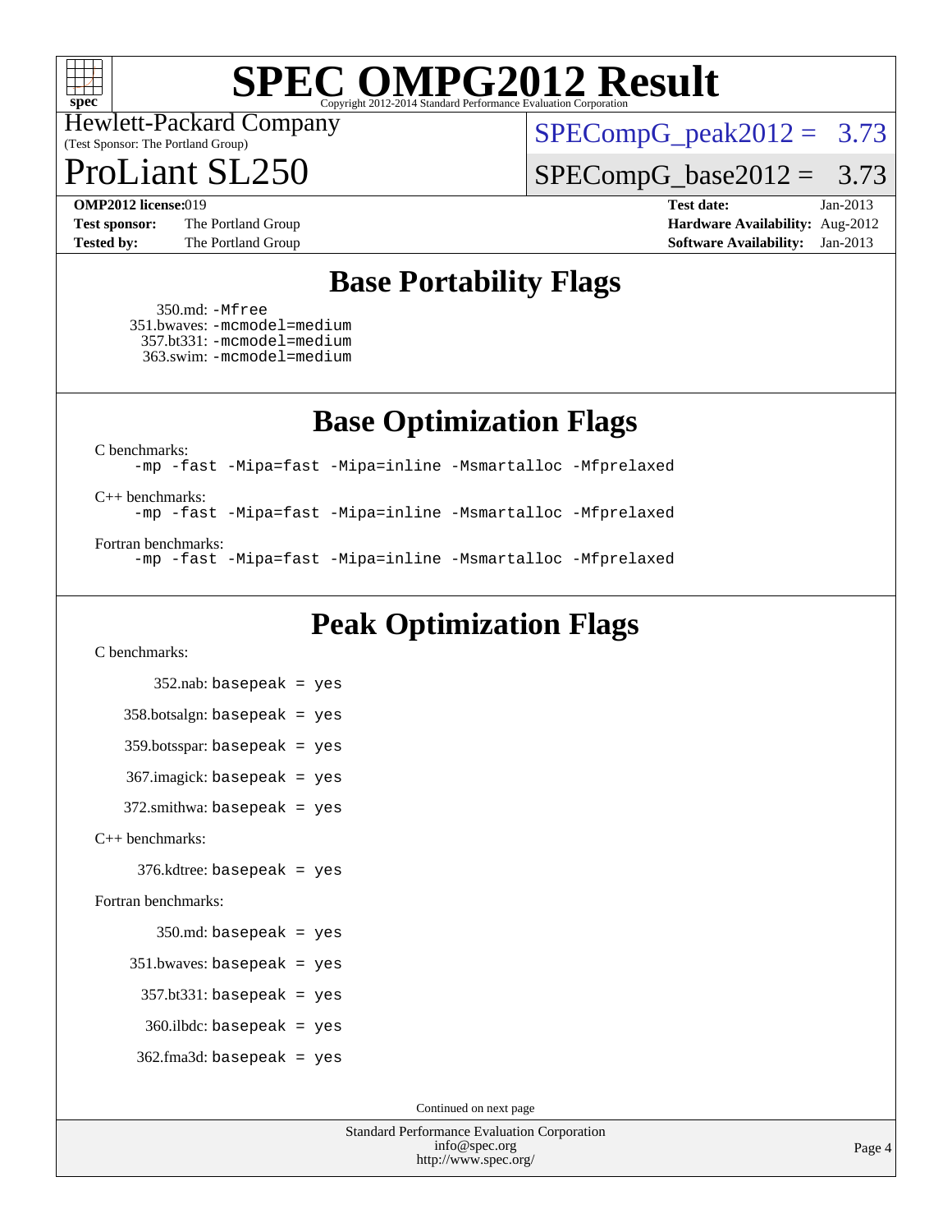# SPEC OMPG2012 Result

Copyright 2012-2014 Standard Performance Evaluation Corporation

Hewlett-Packard Company
(Test Sponsor: The Portland Group)

# ProLiant SL250

SPECompG_peak2012 = 3.73

SPECompG_base2012 = 3.73

| | | | |
|---|---|---|---|
| **OMP2012 license:** | 019 | **Test date:** | Jan-2013 |
| **Test sponsor:** | The Portland Group | **Hardware Availability:** | Aug-2012 |
| **Tested by:** | The Portland Group | **Software Availability:** | Jan-2013 |

## Base Portability Flags

350.md: `-Mfree`
351.bwaves: `-mcmodel=medium`
357.bt331: `-mcmodel=medium`
363.swim: `-mcmodel=medium`

## Base Optimization Flags

C benchmarks:
`-mp -fast -Mipa=fast -Mipa=inline -Msmartalloc -Mfprelaxed`

C++ benchmarks:
`-mp -fast -Mipa=fast -Mipa=inline -Msmartalloc -Mfprelaxed`

Fortran benchmarks:
`-mp -fast -Mipa=fast -Mipa=inline -Msmartalloc -Mfprelaxed`

## Peak Optimization Flags

C benchmarks:

352.nab: `basepeak = yes`

358.botsalgn: `basepeak = yes`

359.botsspar: `basepeak = yes`

367.imagick: `basepeak = yes`

372.smithwa: `basepeak = yes`

C++ benchmarks:

376.kdtree: `basepeak = yes`

Fortran benchmarks:

350.md: `basepeak = yes`

351.bwaves: `basepeak = yes`

357.bt331: `basepeak = yes`

360.ilbdc: `basepeak = yes`

362.fma3d: `basepeak = yes`

Continued on next page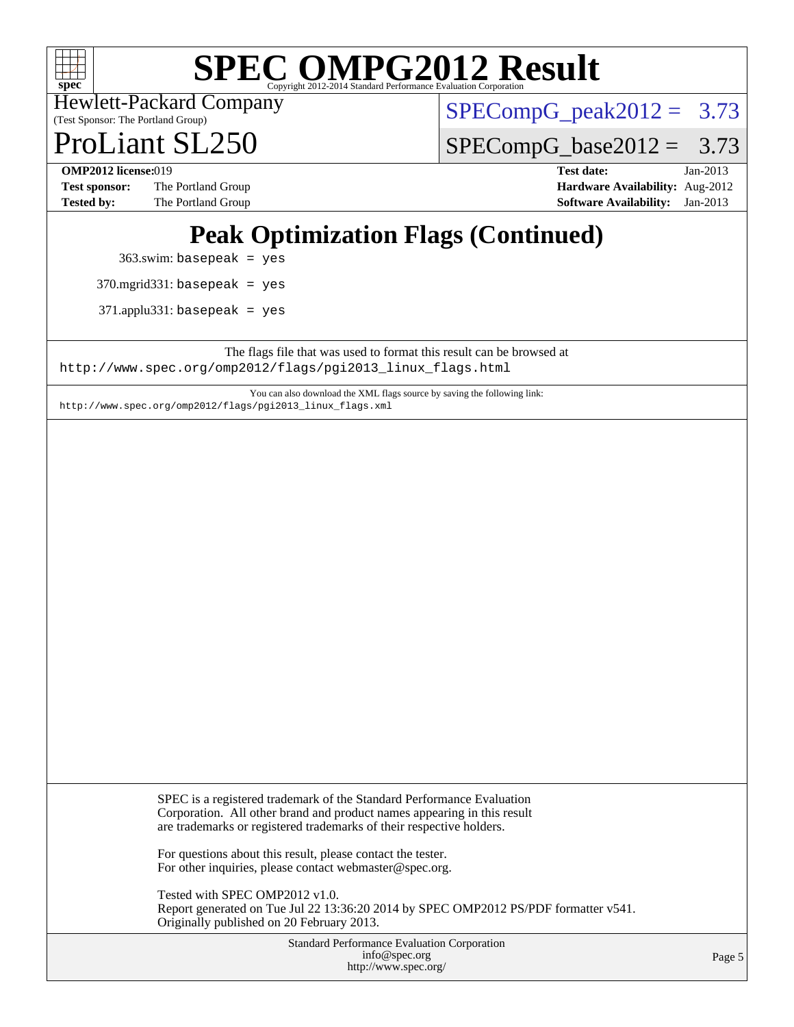# Peak Optimization Flags (Continued)

363.swim: basepeak = yes

370.mgrid331: basepeak = yes

371.applu331: basepeak = yes

The flags file that was used to format this result can be browsed at
http://www.spec.org/omp2012/flags/pgi2013_linux_flags.html

You can also download the XML flags source by saving the following link:
http://www.spec.org/omp2012/flags/pgi2013_linux_flags.xml

SPEC is a registered trademark of the Standard Performance Evaluation Corporation. All other brand and product names appearing in this result are trademarks or registered trademarks of their respective holders.

For questions about this result, please contact the tester.
For other inquiries, please contact webmaster@spec.org.

Tested with SPEC OMP2012 v1.0.
Report generated on Tue Jul 22 13:36:20 2014 by SPEC OMP2012 PS/PDF formatter v541.
Originally published on 20 February 2013.